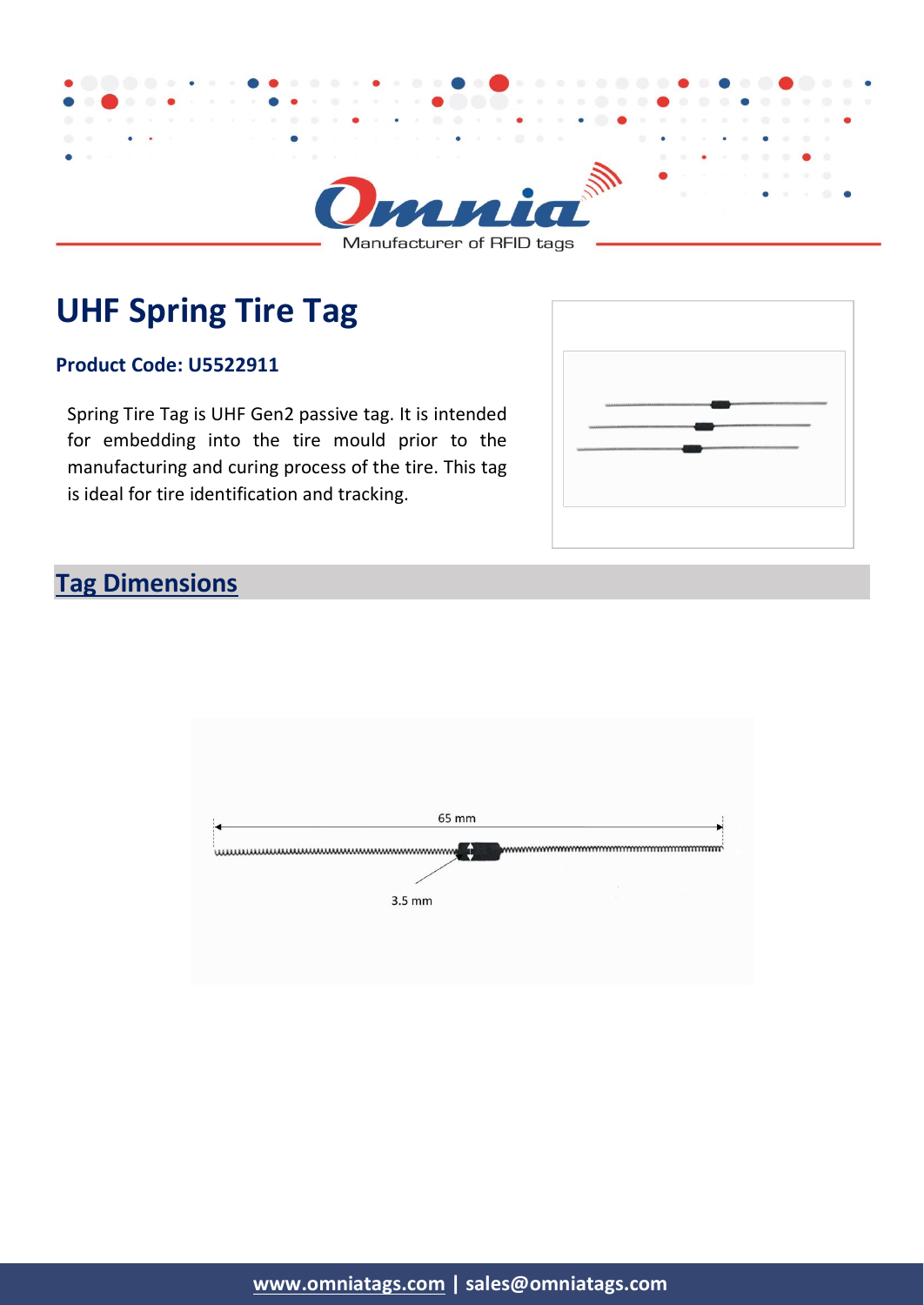# UHF Spring Tire Tag

**Product Code: U5522911**

Spring Tire Tag is UHF Gen2 passive tag. It is intended for embedding into the tire mould prior to the manufacturing and curing process of the tire. This tag is ideal for tire identification and tracking.

## Tag Dimensions

65 mm

3.5 mm

**www.omniatags.com | sales@omniatags.com**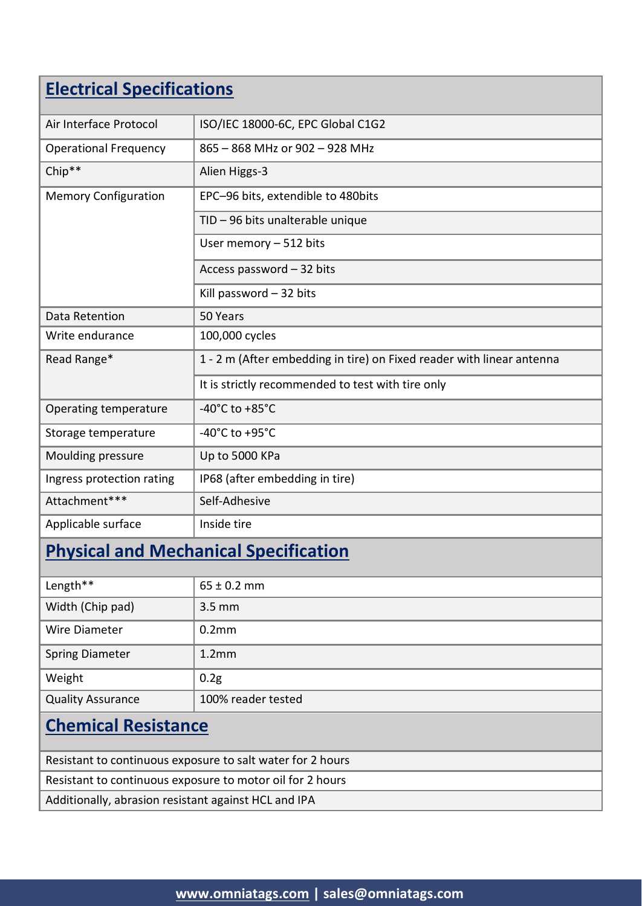## Electrical Specifications

| | |
|---|---|
| Air Interface Protocol | ISO/IEC 18000-6C, EPC Global C1G2 |
| Operational Frequency | 865 – 868 MHz or 902 – 928 MHz |
| Chip** | Alien Higgs-3 |
| Memory Configuration | EPC–96 bits, extendible to 480bits |
| | TID – 96 bits unalterable unique |
| | User memory – 512 bits |
| | Access password – 32 bits |
| | Kill password – 32 bits |
| Data Retention | 50 Years |
| Write endurance | 100,000 cycles |
| Read Range* | 1 - 2 m (After embedding in tire) on Fixed reader with linear antenna |
| | It is strictly recommended to test with tire only |
| Operating temperature | -40°C to +85°C |
| Storage temperature | -40°C to +95°C |
| Moulding pressure | Up to 5000 KPa |
| Ingress protection rating | IP68 (after embedding in tire) |
| Attachment*** | Self-Adhesive |
| Applicable surface | Inside tire |

## Physical and Mechanical Specification

| | |
|---|---|
| Length** | 65 ± 0.2 mm |
| Width (Chip pad) | 3.5 mm |
| Wire Diameter | 0.2mm |
| Spring Diameter | 1.2mm |
| Weight | 0.2g |
| Quality Assurance | 100% reader tested |

## Chemical Resistance

| |
|---|
| Resistant to continuous exposure to salt water for 2 hours |
| Resistant to continuous exposure to motor oil for 2 hours |
| Additionally, abrasion resistant against HCL and IPA |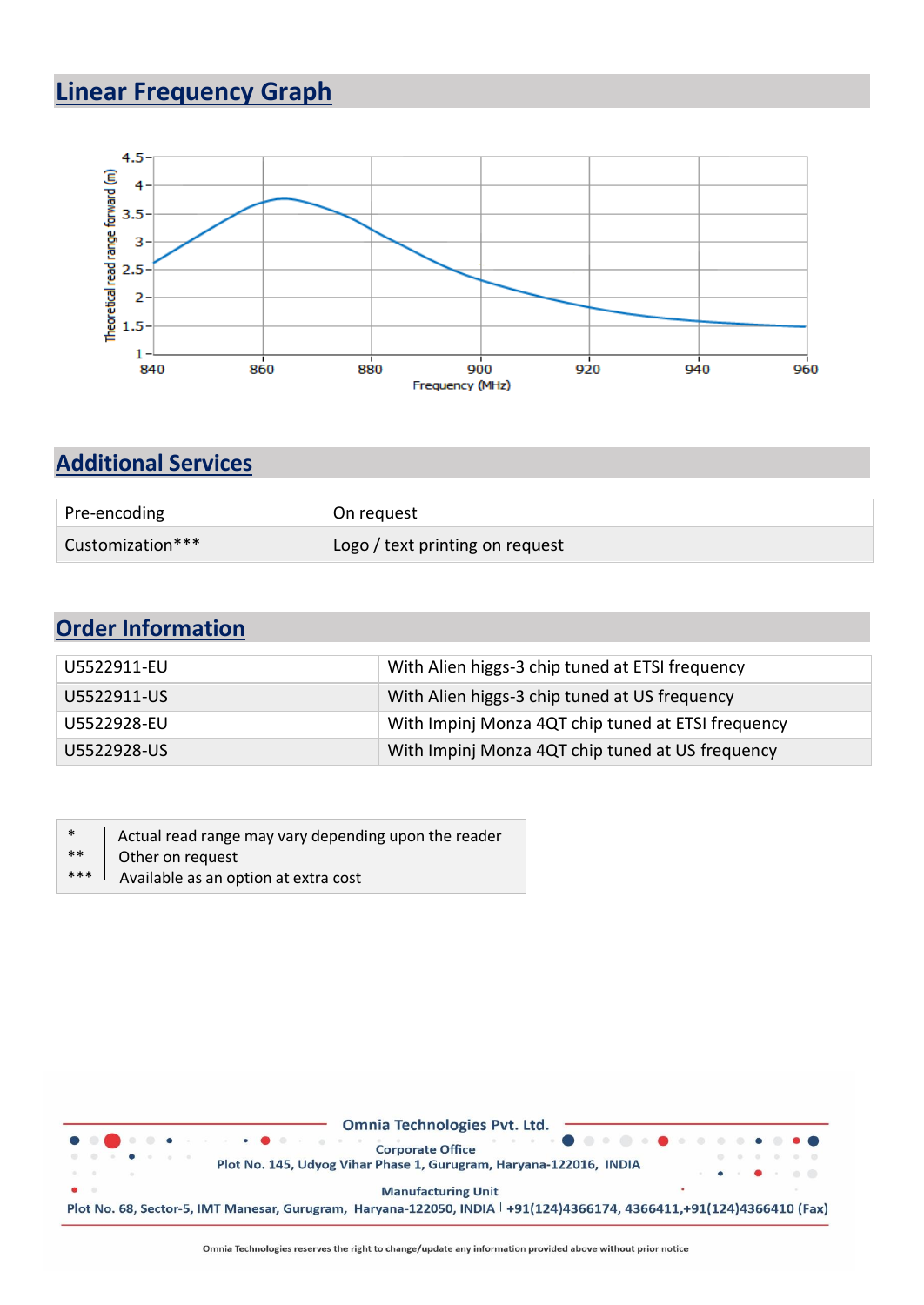## Linear Frequency Graph

Theoretical read range forward (m)

4.5
4
3.5
3
2.5
2
1.5
1

840 860 880 900 920 940 960

Frequency (MHz)

## Additional Services

| | |
|---|---|
| Pre-encoding | On request |
| Customization*** | Logo / text printing on request |

## Order Information

| | |
|---|---|
| U5522911-EU | With Alien higgs-3 chip tuned at ETSI frequency |
| U5522911-US | With Alien higgs-3 chip tuned at US frequency |
| U5522928-EU | With Impinj Monza 4QT chip tuned at ETSI frequency |
| U5522928-US | With Impinj Monza 4QT chip tuned at US frequency |

| | |
|---|---|
| * | Actual read range may vary depending upon the reader |
| ** | Other on request |
| *** | Available as an option at extra cost |

**Omnia Technologies Pvt. Ltd.**

**Corporate Office**
**Plot No. 145, Udyog Vihar Phase 1, Gurugram, Haryana-122016, INDIA**

**Manufacturing Unit**
**Plot No. 68, Sector-5, IMT Manesar, Gurugram, Haryana-122050, INDIA | +91(124)4366174, 4366411,+91(124)4366410 (Fax)**

Omnia Technologies reserves the right to change/update any information provided above without prior notice